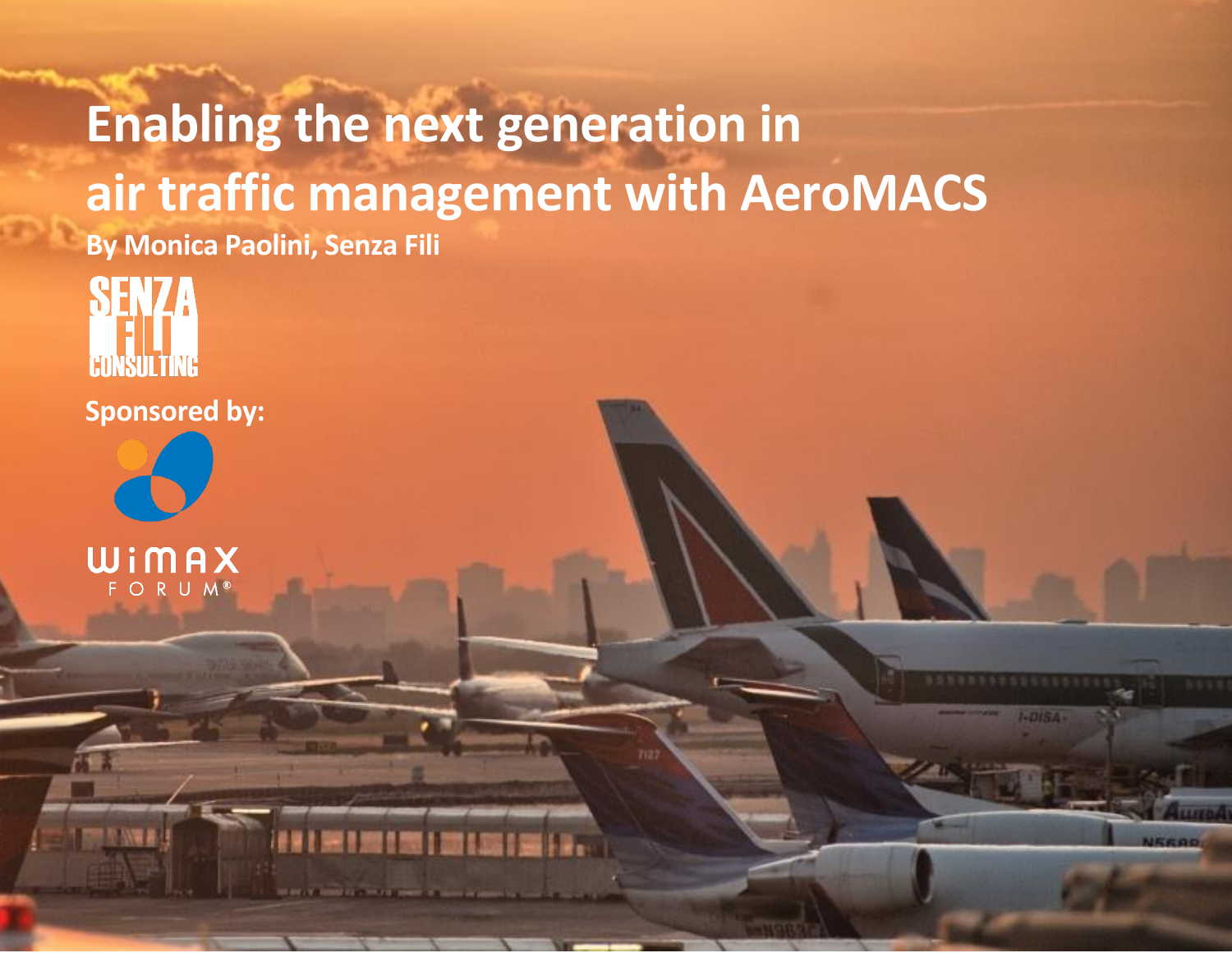# Enabling the next generation in air traffic management with AeroMACS

**By Monica Paolini, Senza Fili**

SENZA FILI CONSULTING

**Sponsored by:**

WiMAX FORUM®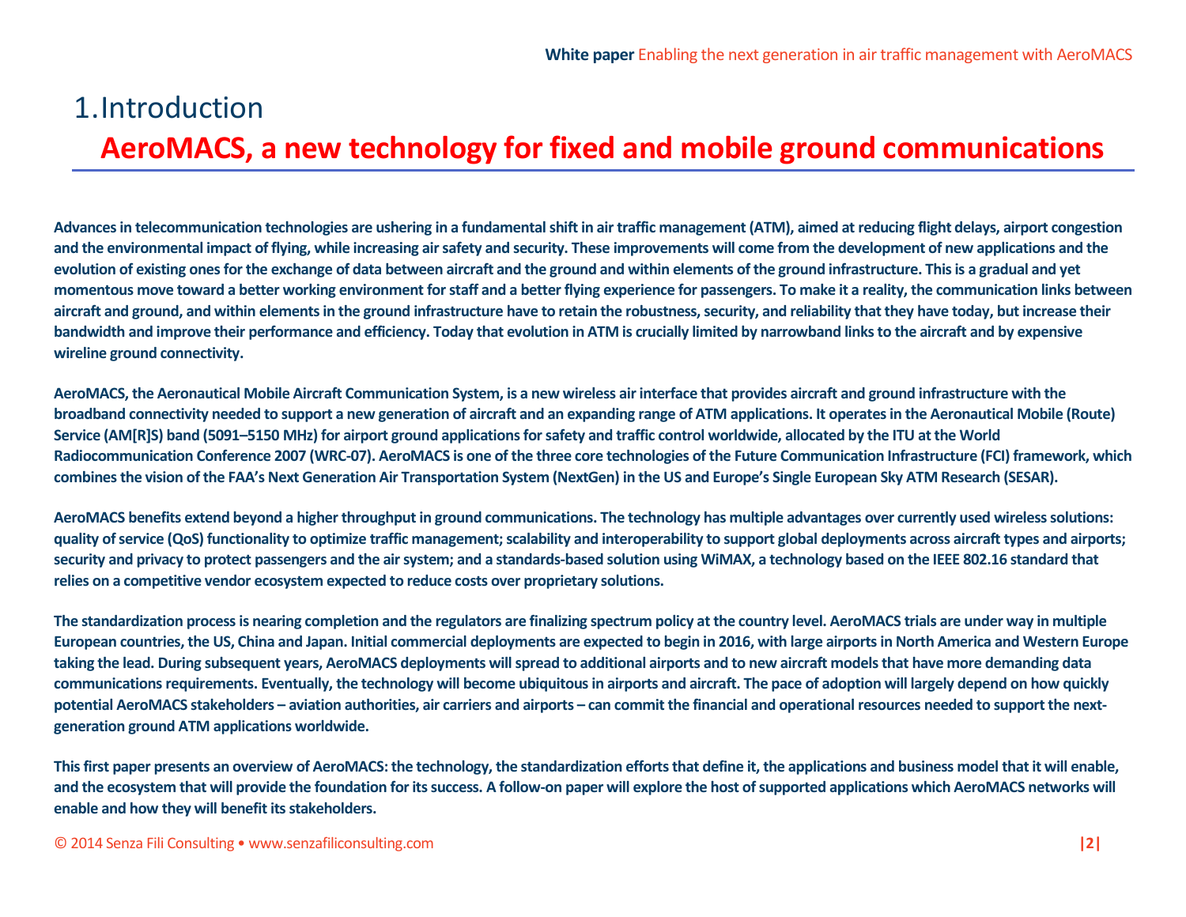# 1. Introduction

## AeroMACS, a new technology for fixed and mobile ground communications

**Advances in telecommunication technologies are ushering in a fundamental shift in air traffic management (ATM), aimed at reducing flight delays, airport congestion and the environmental impact of flying, while increasing air safety and security. These improvements will come from the development of new applications and the evolution of existing ones for the exchange of data between aircraft and the ground and within elements of the ground infrastructure. This is a gradual and yet momentous move toward a better working environment for staff and a better flying experience for passengers. To make it a reality, the communication links between aircraft and ground, and within elements in the ground infrastructure have to retain the robustness, security, and reliability that they have today, but increase their bandwidth and improve their performance and efficiency. Today that evolution in ATM is crucially limited by narrowband links to the aircraft and by expensive wireline ground connectivity.**

**AeroMACS, the Aeronautical Mobile Aircraft Communication System, is a new wireless air interface that provides aircraft and ground infrastructure with the broadband connectivity needed to support a new generation of aircraft and an expanding range of ATM applications. It operates in the Aeronautical Mobile (Route) Service (AM[R]S) band (5091–5150 MHz) for airport ground applications for safety and traffic control worldwide, allocated by the ITU at the World Radiocommunication Conference 2007 (WRC-07). AeroMACS is one of the three core technologies of the Future Communication Infrastructure (FCI) framework, which combines the vision of the FAA's Next Generation Air Transportation System (NextGen) in the US and Europe's Single European Sky ATM Research (SESAR).**

**AeroMACS benefits extend beyond a higher throughput in ground communications. The technology has multiple advantages over currently used wireless solutions: quality of service (QoS) functionality to optimize traffic management; scalability and interoperability to support global deployments across aircraft types and airports; security and privacy to protect passengers and the air system; and a standards-based solution using WiMAX, a technology based on the IEEE 802.16 standard that relies on a competitive vendor ecosystem expected to reduce costs over proprietary solutions.**

**The standardization process is nearing completion and the regulators are finalizing spectrum policy at the country level. AeroMACS trials are under way in multiple European countries, the US, China and Japan. Initial commercial deployments are expected to begin in 2016, with large airports in North America and Western Europe taking the lead. During subsequent years, AeroMACS deployments will spread to additional airports and to new aircraft models that have more demanding data communications requirements. Eventually, the technology will become ubiquitous in airports and aircraft. The pace of adoption will largely depend on how quickly potential AeroMACS stakeholders – aviation authorities, air carriers and airports – can commit the financial and operational resources needed to support the next-generation ground ATM applications worldwide.**

**This first paper presents an overview of AeroMACS: the technology, the standardization efforts that define it, the applications and business model that it will enable, and the ecosystem that will provide the foundation for its success. A follow-on paper will explore the host of supported applications which AeroMACS networks will enable and how they will benefit its stakeholders.**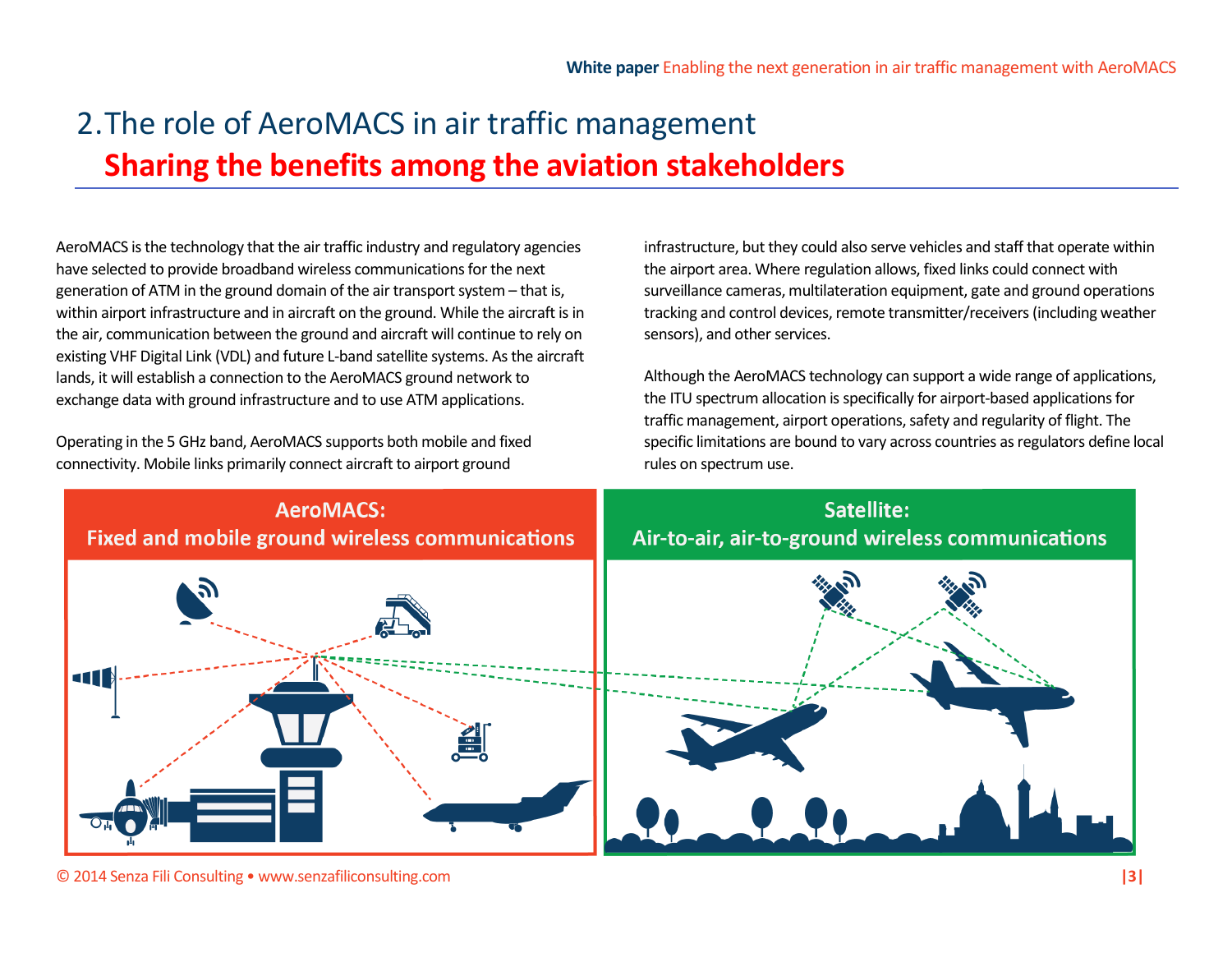# 2. The role of AeroMACS in air traffic management

## Sharing the benefits among the aviation stakeholders

AeroMACS is the technology that the air traffic industry and regulatory agencies have selected to provide broadband wireless communications for the next generation of ATM in the ground domain of the air transport system – that is, within airport infrastructure and in aircraft on the ground. While the aircraft is in the air, communication between the ground and aircraft will continue to rely on existing VHF Digital Link (VDL) and future L-band satellite systems. As the aircraft lands, it will establish a connection to the AeroMACS ground network to exchange data with ground infrastructure and to use ATM applications.

Operating in the 5 GHz band, AeroMACS supports both mobile and fixed connectivity. Mobile links primarily connect aircraft to airport ground infrastructure, but they could also serve vehicles and staff that operate within the airport area. Where regulation allows, fixed links could connect with surveillance cameras, multilateration equipment, gate and ground operations tracking and control devices, remote transmitter/receivers (including weather sensors), and other services.

Although the AeroMACS technology can support a wide range of applications, the ITU spectrum allocation is specifically for airport-based applications for traffic management, airport operations, safety and regularity of flight. The specific limitations are bound to vary across countries as regulators define local rules on spectrum use.

**AeroMACS: Fixed and mobile ground wireless communications**

**Satellite: Air-to-air, air-to-ground wireless communications**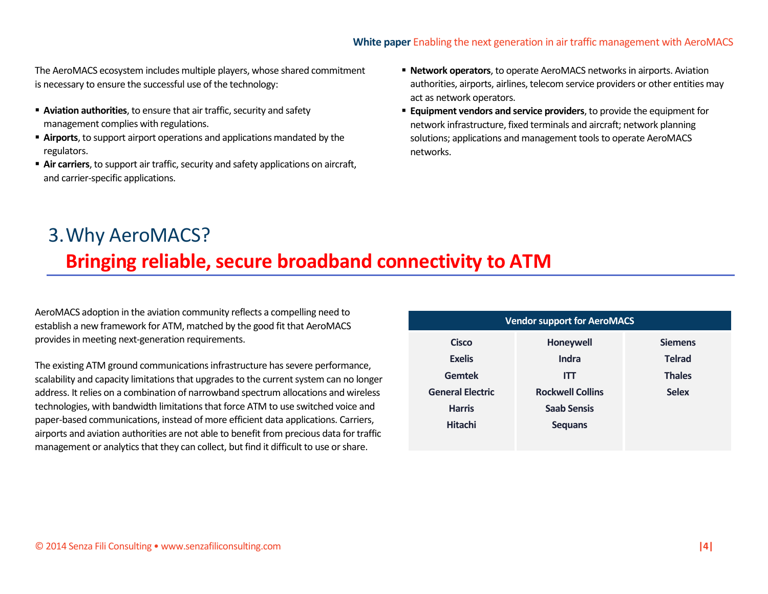The AeroMACS ecosystem includes multiple players, whose shared commitment is necessary to ensure the successful use of the technology:

- **Aviation authorities**, to ensure that air traffic, security and safety management complies with regulations.
- **Airports**, to support airport operations and applications mandated by the regulators.
- **Air carriers**, to support air traffic, security and safety applications on aircraft, and carrier-specific applications.
- **Network operators**, to operate AeroMACS networks in airports. Aviation authorities, airports, airlines, telecom service providers or other entities may act as network operators.
- **Equipment vendors and service providers**, to provide the equipment for network infrastructure, fixed terminals and aircraft; network planning solutions; applications and management tools to operate AeroMACS networks.

# 3. Why AeroMACS?

## Bringing reliable, secure broadband connectivity to ATM

AeroMACS adoption in the aviation community reflects a compelling need to establish a new framework for ATM, matched by the good fit that AeroMACS provides in meeting next-generation requirements.

The existing ATM ground communications infrastructure has severe performance, scalability and capacity limitations that upgrades to the current system can no longer address. It relies on a combination of narrowband spectrum allocations and wireless technologies, with bandwidth limitations that force ATM to use switched voice and paper-based communications, instead of more efficient data applications. Carriers, airports and aviation authorities are not able to benefit from precious data for traffic management or analytics that they can collect, but find it difficult to use or share.

| Vendor support for AeroMACS | | |
|---|---|---|
| Cisco | Honeywell | Siemens |
| Exelis | Indra | Telrad |
| Gemtek | ITT | Thales |
| General Electric | Rockwell Collins | Selex |
| Harris | Saab Sensis | |
| Hitachi | Sequans | |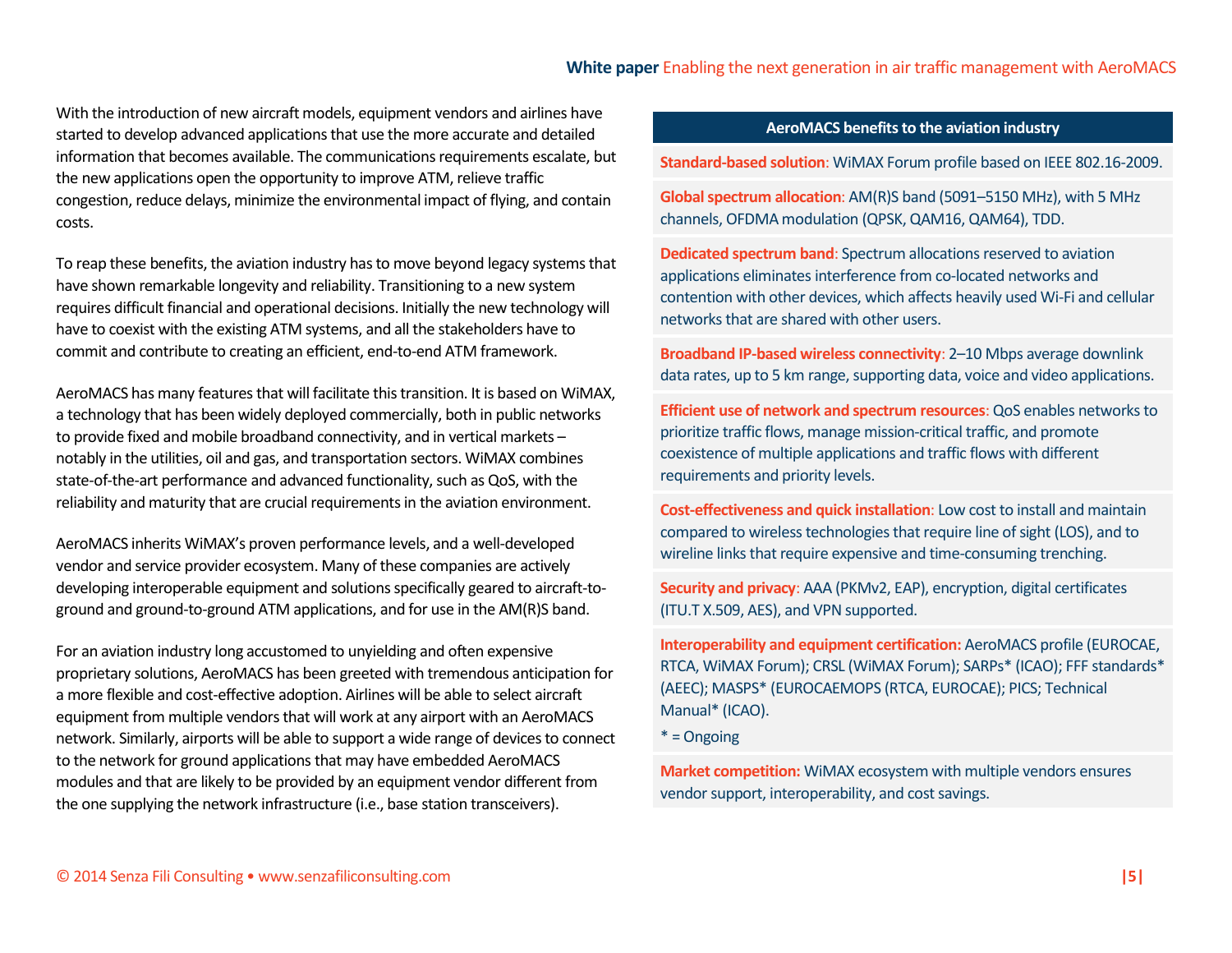With the introduction of new aircraft models, equipment vendors and airlines have started to develop advanced applications that use the more accurate and detailed information that becomes available. The communications requirements escalate, but the new applications open the opportunity to improve ATM, relieve traffic congestion, reduce delays, minimize the environmental impact of flying, and contain costs.

To reap these benefits, the aviation industry has to move beyond legacy systems that have shown remarkable longevity and reliability. Transitioning to a new system requires difficult financial and operational decisions. Initially the new technology will have to coexist with the existing ATM systems, and all the stakeholders have to commit and contribute to creating an efficient, end-to-end ATM framework.

AeroMACS has many features that will facilitate this transition. It is based on WiMAX, a technology that has been widely deployed commercially, both in public networks to provide fixed and mobile broadband connectivity, and in vertical markets – notably in the utilities, oil and gas, and transportation sectors. WiMAX combines state-of-the-art performance and advanced functionality, such as QoS, with the reliability and maturity that are crucial requirements in the aviation environment.

AeroMACS inherits WiMAX's proven performance levels, and a well-developed vendor and service provider ecosystem. Many of these companies are actively developing interoperable equipment and solutions specifically geared to aircraft-to-ground and ground-to-ground ATM applications, and for use in the AM(R)S band.

For an aviation industry long accustomed to unyielding and often expensive proprietary solutions, AeroMACS has been greeted with tremendous anticipation for a more flexible and cost-effective adoption. Airlines will be able to select aircraft equipment from multiple vendors that will work at any airport with an AeroMACS network. Similarly, airports will be able to support a wide range of devices to connect to the network for ground applications that may have embedded AeroMACS modules and that are likely to be provided by an equipment vendor different from the one supplying the network infrastructure (i.e., base station transceivers).

| AeroMACS benefits to the aviation industry |
|---|
| **Standard-based solution**: WiMAX Forum profile based on IEEE 802.16-2009. |
| **Global spectrum allocation**: AM(R)S band (5091–5150 MHz), with 5 MHz channels, OFDMA modulation (QPSK, QAM16, QAM64), TDD. |
| **Dedicated spectrum band**: Spectrum allocations reserved to aviation applications eliminates interference from co-located networks and contention with other devices, which affects heavily used Wi-Fi and cellular networks that are shared with other users. |
| **Broadband IP-based wireless connectivity**: 2–10 Mbps average downlink data rates, up to 5 km range, supporting data, voice and video applications. |
| **Efficient use of network and spectrum resources**: QoS enables networks to prioritize traffic flows, manage mission-critical traffic, and promote coexistence of multiple applications and traffic flows with different requirements and priority levels. |
| **Cost-effectiveness and quick installation**: Low cost to install and maintain compared to wireless technologies that require line of sight (LOS), and to wireline links that require expensive and time-consuming trenching. |
| **Security and privacy**: AAA (PKMv2, EAP), encryption, digital certificates (ITU.T X.509, AES), and VPN supported. |
| **Interoperability and equipment certification:** AeroMACS profile (EUROCAE, RTCA, WiMAX Forum); CRSL (WiMAX Forum); SARPs* (ICAO); FFF standards* (AEEC); MASPS* (EUROCAEMOPS (RTCA, EUROCAE); PICS; Technical Manual* (ICAO).<br>* = Ongoing |
| **Market competition:** WiMAX ecosystem with multiple vendors ensures vendor support, interoperability, and cost savings. |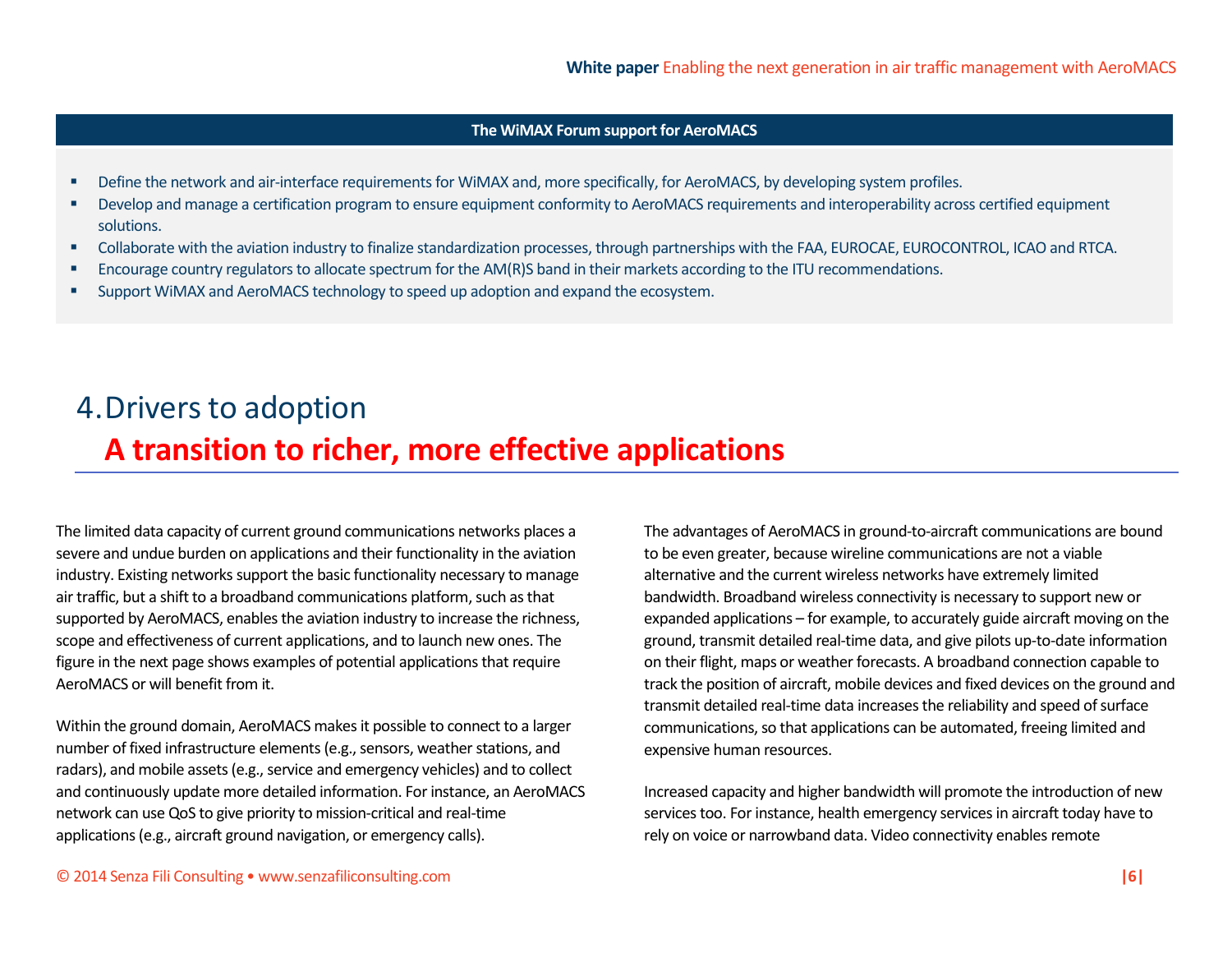**The WiMAX Forum support for AeroMACS**

- Define the network and air-interface requirements for WiMAX and, more specifically, for AeroMACS, by developing system profiles.
- Develop and manage a certification program to ensure equipment conformity to AeroMACS requirements and interoperability across certified equipment solutions.
- Collaborate with the aviation industry to finalize standardization processes, through partnerships with the FAA, EUROCAE, EUROCONTROL, ICAO and RTCA.
- Encourage country regulators to allocate spectrum for the AM(R)S band in their markets according to the ITU recommendations.
- Support WiMAX and AeroMACS technology to speed up adoption and expand the ecosystem.

# 4. Drivers to adoption

## A transition to richer, more effective applications

The limited data capacity of current ground communications networks places a severe and undue burden on applications and their functionality in the aviation industry. Existing networks support the basic functionality necessary to manage air traffic, but a shift to a broadband communications platform, such as that supported by AeroMACS, enables the aviation industry to increase the richness, scope and effectiveness of current applications, and to launch new ones. The figure in the next page shows examples of potential applications that require AeroMACS or will benefit from it.

Within the ground domain, AeroMACS makes it possible to connect to a larger number of fixed infrastructure elements (e.g., sensors, weather stations, and radars), and mobile assets (e.g., service and emergency vehicles) and to collect and continuously update more detailed information. For instance, an AeroMACS network can use QoS to give priority to mission-critical and real-time applications (e.g., aircraft ground navigation, or emergency calls).

The advantages of AeroMACS in ground-to-aircraft communications are bound to be even greater, because wireline communications are not a viable alternative and the current wireless networks have extremely limited bandwidth. Broadband wireless connectivity is necessary to support new or expanded applications – for example, to accurately guide aircraft moving on the ground, transmit detailed real-time data, and give pilots up-to-date information on their flight, maps or weather forecasts. A broadband connection capable to track the position of aircraft, mobile devices and fixed devices on the ground and transmit detailed real-time data increases the reliability and speed of surface communications, so that applications can be automated, freeing limited and expensive human resources.

Increased capacity and higher bandwidth will promote the introduction of new services too. For instance, health emergency services in aircraft today have to rely on voice or narrowband data. Video connectivity enables remote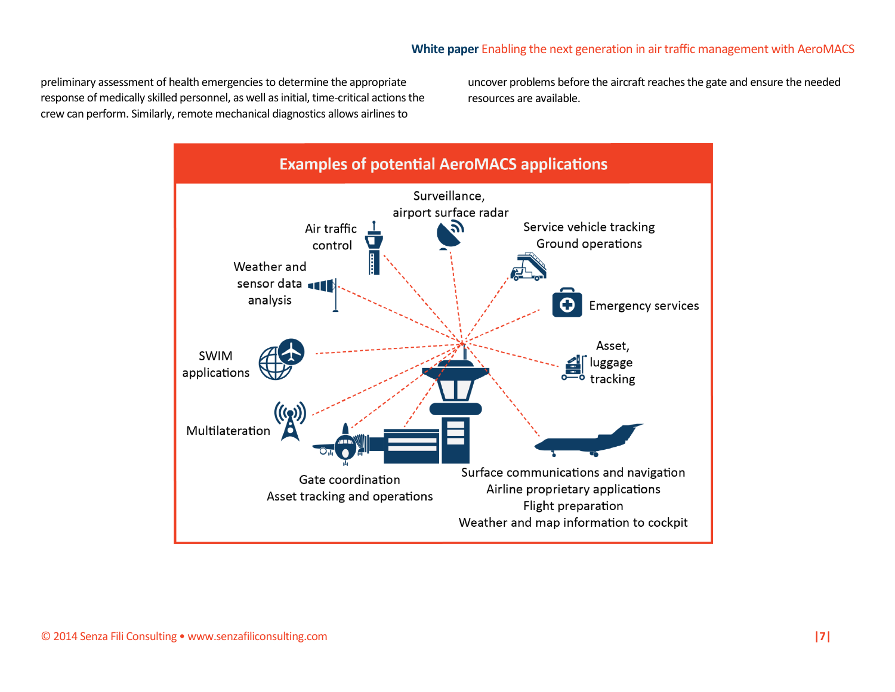preliminary assessment of health emergencies to determine the appropriate response of medically skilled personnel, as well as initial, time-critical actions the crew can perform. Similarly, remote mechanical diagnostics allows airlines to uncover problems before the aircraft reaches the gate and ensure the needed resources are available.

## Examples of potential AeroMACS applications

Surveillance, airport surface radar

Air traffic control

Service vehicle tracking
Ground operations

Weather and sensor data analysis

Emergency services

SWIM applications

Asset, luggage tracking

Multilateration

Gate coordination
Asset tracking and operations

Surface communications and navigation
Airline proprietary applications
Flight preparation
Weather and map information to cockpit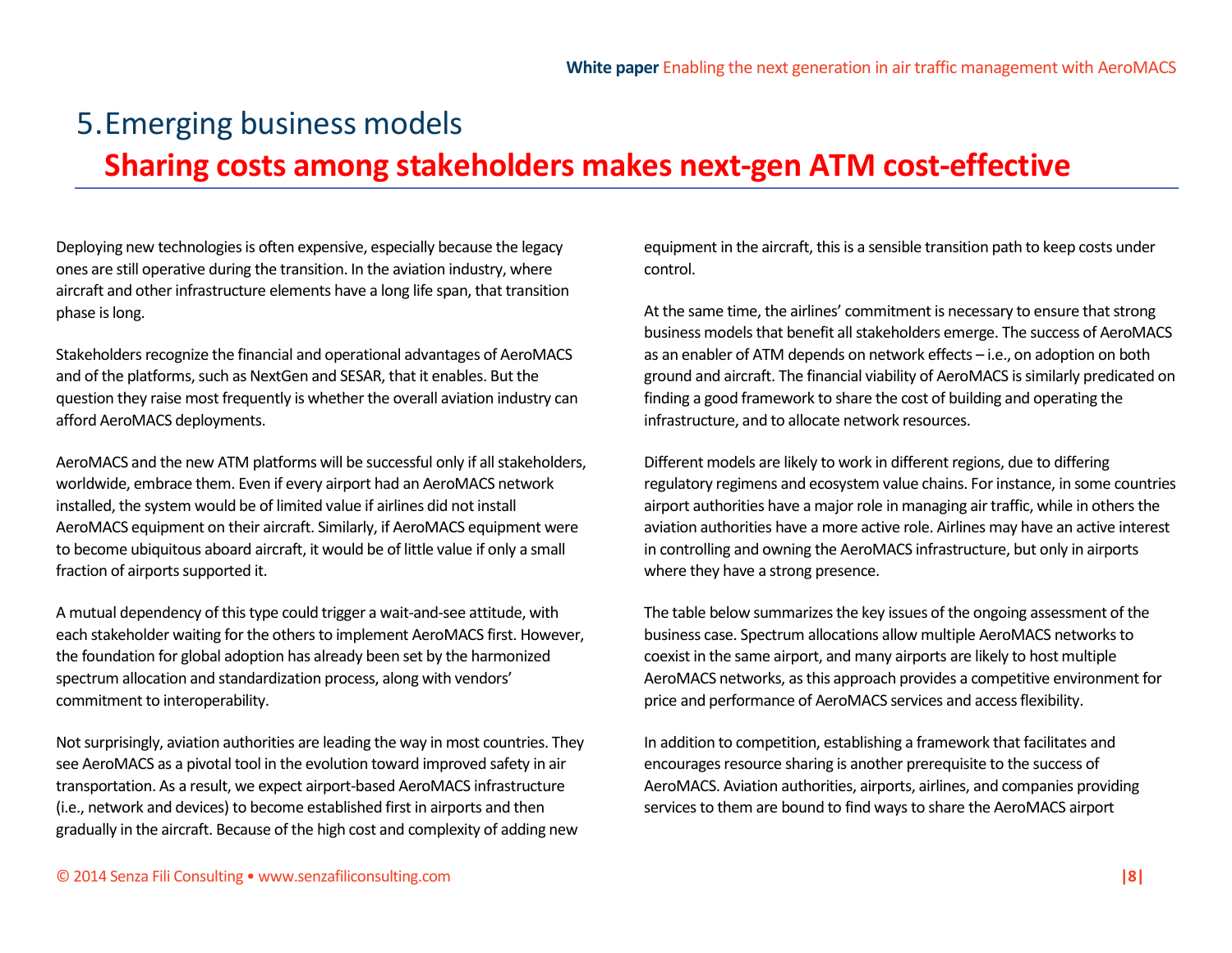# 5. Emerging business models

## Sharing costs among stakeholders makes next-gen ATM cost-effective

Deploying new technologies is often expensive, especially because the legacy ones are still operative during the transition. In the aviation industry, where aircraft and other infrastructure elements have a long life span, that transition phase is long.

Stakeholders recognize the financial and operational advantages of AeroMACS and of the platforms, such as NextGen and SESAR, that it enables. But the question they raise most frequently is whether the overall aviation industry can afford AeroMACS deployments.

AeroMACS and the new ATM platforms will be successful only if all stakeholders, worldwide, embrace them. Even if every airport had an AeroMACS network installed, the system would be of limited value if airlines did not install AeroMACS equipment on their aircraft. Similarly, if AeroMACS equipment were to become ubiquitous aboard aircraft, it would be of little value if only a small fraction of airports supported it.

A mutual dependency of this type could trigger a wait-and-see attitude, with each stakeholder waiting for the others to implement AeroMACS first. However, the foundation for global adoption has already been set by the harmonized spectrum allocation and standardization process, along with vendors' commitment to interoperability.

Not surprisingly, aviation authorities are leading the way in most countries. They see AeroMACS as a pivotal tool in the evolution toward improved safety in air transportation. As a result, we expect airport-based AeroMACS infrastructure (i.e., network and devices) to become established first in airports and then gradually in the aircraft. Because of the high cost and complexity of adding new equipment in the aircraft, this is a sensible transition path to keep costs under control.

At the same time, the airlines' commitment is necessary to ensure that strong business models that benefit all stakeholders emerge. The success of AeroMACS as an enabler of ATM depends on network effects – i.e., on adoption on both ground and aircraft. The financial viability of AeroMACS is similarly predicated on finding a good framework to share the cost of building and operating the infrastructure, and to allocate network resources.

Different models are likely to work in different regions, due to differing regulatory regimens and ecosystem value chains. For instance, in some countries airport authorities have a major role in managing air traffic, while in others the aviation authorities have a more active role. Airlines may have an active interest in controlling and owning the AeroMACS infrastructure, but only in airports where they have a strong presence.

The table below summarizes the key issues of the ongoing assessment of the business case. Spectrum allocations allow multiple AeroMACS networks to coexist in the same airport, and many airports are likely to host multiple AeroMACS networks, as this approach provides a competitive environment for price and performance of AeroMACS services and access flexibility.

In addition to competition, establishing a framework that facilitates and encourages resource sharing is another prerequisite to the success of AeroMACS. Aviation authorities, airports, airlines, and companies providing services to them are bound to find ways to share the AeroMACS airport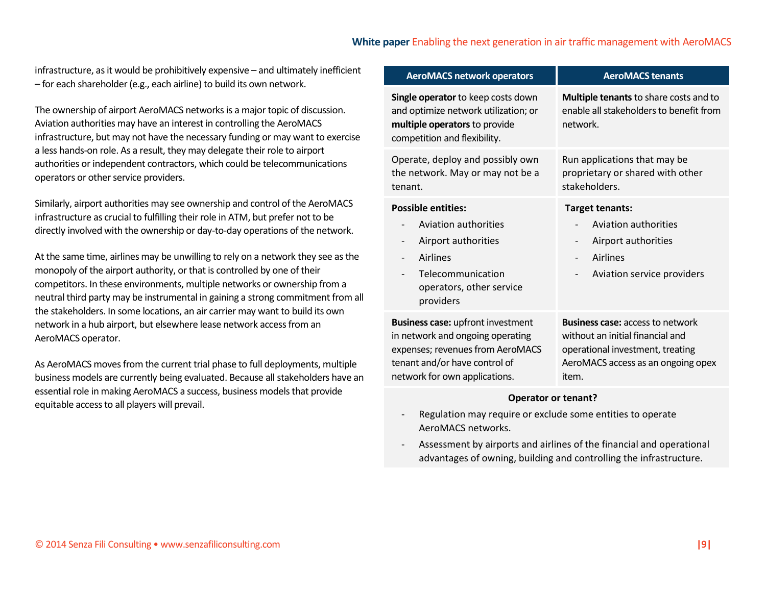infrastructure, as it would be prohibitively expensive – and ultimately inefficient – for each shareholder (e.g., each airline) to build its own network.

The ownership of airport AeroMACS networks is a major topic of discussion. Aviation authorities may have an interest in controlling the AeroMACS infrastructure, but may not have the necessary funding or may want to exercise a less hands-on role. As a result, they may delegate their role to airport authorities or independent contractors, which could be telecommunications operators or other service providers.

Similarly, airport authorities may see ownership and control of the AeroMACS infrastructure as crucial to fulfilling their role in ATM, but prefer not to be directly involved with the ownership or day-to-day operations of the network.

At the same time, airlines may be unwilling to rely on a network they see as the monopoly of the airport authority, or that is controlled by one of their competitors. In these environments, multiple networks or ownership from a neutral third party may be instrumental in gaining a strong commitment from all the stakeholders. In some locations, an air carrier may want to build its own network in a hub airport, but elsewhere lease network access from an AeroMACS operator.

As AeroMACS moves from the current trial phase to full deployments, multiple business models are currently being evaluated. Because all stakeholders have an essential role in making AeroMACS a success, business models that provide equitable access to all players will prevail.

| AeroMACS network operators | AeroMACS tenants |
|---|---|
| **Single operator** to keep costs down and optimize network utilization; or **multiple operators** to provide competition and flexibility. | **Multiple tenants** to share costs and to enable all stakeholders to benefit from network. |
| Operate, deploy and possibly own the network. May or may not be a tenant. | Run applications that may be proprietary or shared with other stakeholders. |
| **Possible entities:**<br>- Aviation authorities<br>- Airport authorities<br>- Airlines<br>- Telecommunication operators, other service providers | **Target tenants:**<br>- Aviation authorities<br>- Airport authorities<br>- Airlines<br>- Aviation service providers |
| **Business case:** upfront investment in network and ongoing operating expenses; revenues from AeroMACS tenant and/or have control of network for own applications. | **Business case:** access to network without an initial financial and operational investment, treating AeroMACS access as an ongoing opex item. |

**Operator or tenant?**

- Regulation may require or exclude some entities to operate AeroMACS networks.
- Assessment by airports and airlines of the financial and operational advantages of owning, building and controlling the infrastructure.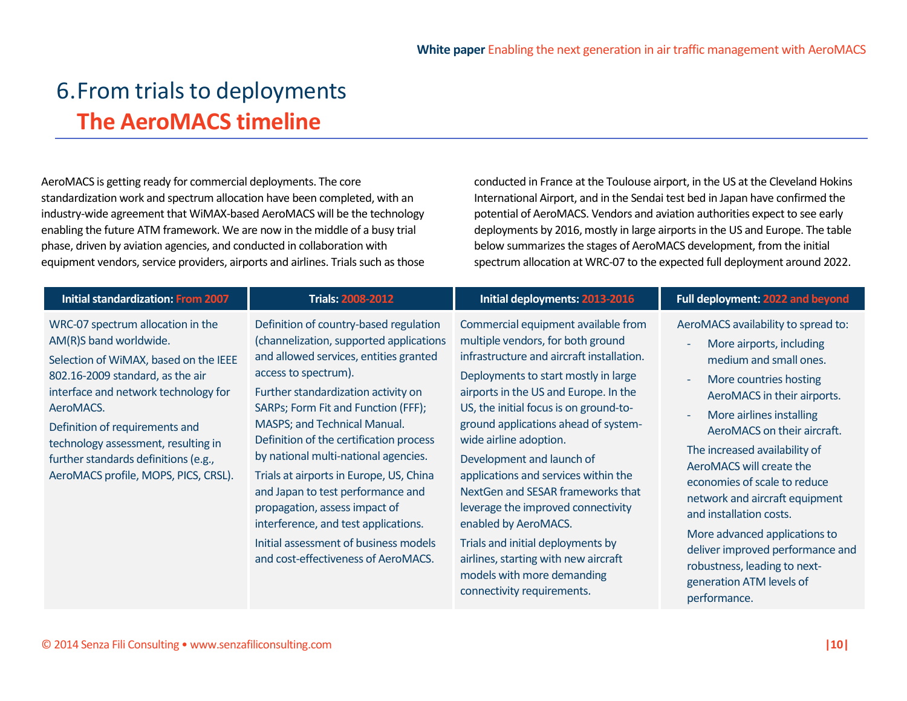# 6. From trials to deployments

## The AeroMACS timeline

AeroMACS is getting ready for commercial deployments. The core standardization work and spectrum allocation have been completed, with an industry-wide agreement that WiMAX-based AeroMACS will be the technology enabling the future ATM framework. We are now in the middle of a busy trial phase, driven by aviation agencies, and conducted in collaboration with equipment vendors, service providers, airports and airlines. Trials such as those conducted in France at the Toulouse airport, in the US at the Cleveland Hokins International Airport, and in the Sendai test bed in Japan have confirmed the potential of AeroMACS. Vendors and aviation authorities expect to see early deployments by 2016, mostly in large airports in the US and Europe. The table below summarizes the stages of AeroMACS development, from the initial spectrum allocation at WRC-07 to the expected full deployment around 2022.

| Initial standardization: From 2007 | Trials: 2008-2012 | Initial deployments: 2013-2016 | Full deployment: 2022 and beyond |
|---|---|---|---|
| WRC-07 spectrum allocation in the AM(R)S band worldwide.<br><br>Selection of WiMAX, based on the IEEE 802.16-2009 standard, as the air interface and network technology for AeroMACS.<br><br>Definition of requirements and technology assessment, resulting in further standards definitions (e.g., AeroMACS profile, MOPS, PICS, CRSL). | Definition of country-based regulation (channelization, supported applications and allowed services, entities granted access to spectrum).<br><br>Further standardization activity on SARPs; Form Fit and Function (FFF); MASPS; and Technical Manual. Definition of the certification process by national multi-national agencies.<br><br>Trials at airports in Europe, US, China and Japan to test performance and propagation, assess impact of interference, and test applications.<br><br>Initial assessment of business models and cost-effectiveness of AeroMACS. | Commercial equipment available from multiple vendors, for both ground infrastructure and aircraft installation.<br><br>Deployments to start mostly in large airports in the US and Europe. In the US, the initial focus is on ground-to-ground applications ahead of system-wide airline adoption.<br><br>Development and launch of applications and services within the NextGen and SESAR frameworks that leverage the improved connectivity enabled by AeroMACS.<br><br>Trials and initial deployments by airlines, starting with new aircraft models with more demanding connectivity requirements. | AeroMACS availability to spread to:<br>- More airports, including medium and small ones.<br>- More countries hosting AeroMACS in their airports.<br>- More airlines installing AeroMACS on their aircraft.<br><br>The increased availability of AeroMACS will create the economies of scale to reduce network and aircraft equipment and installation costs.<br><br>More advanced applications to deliver improved performance and robustness, leading to next-generation ATM levels of performance. |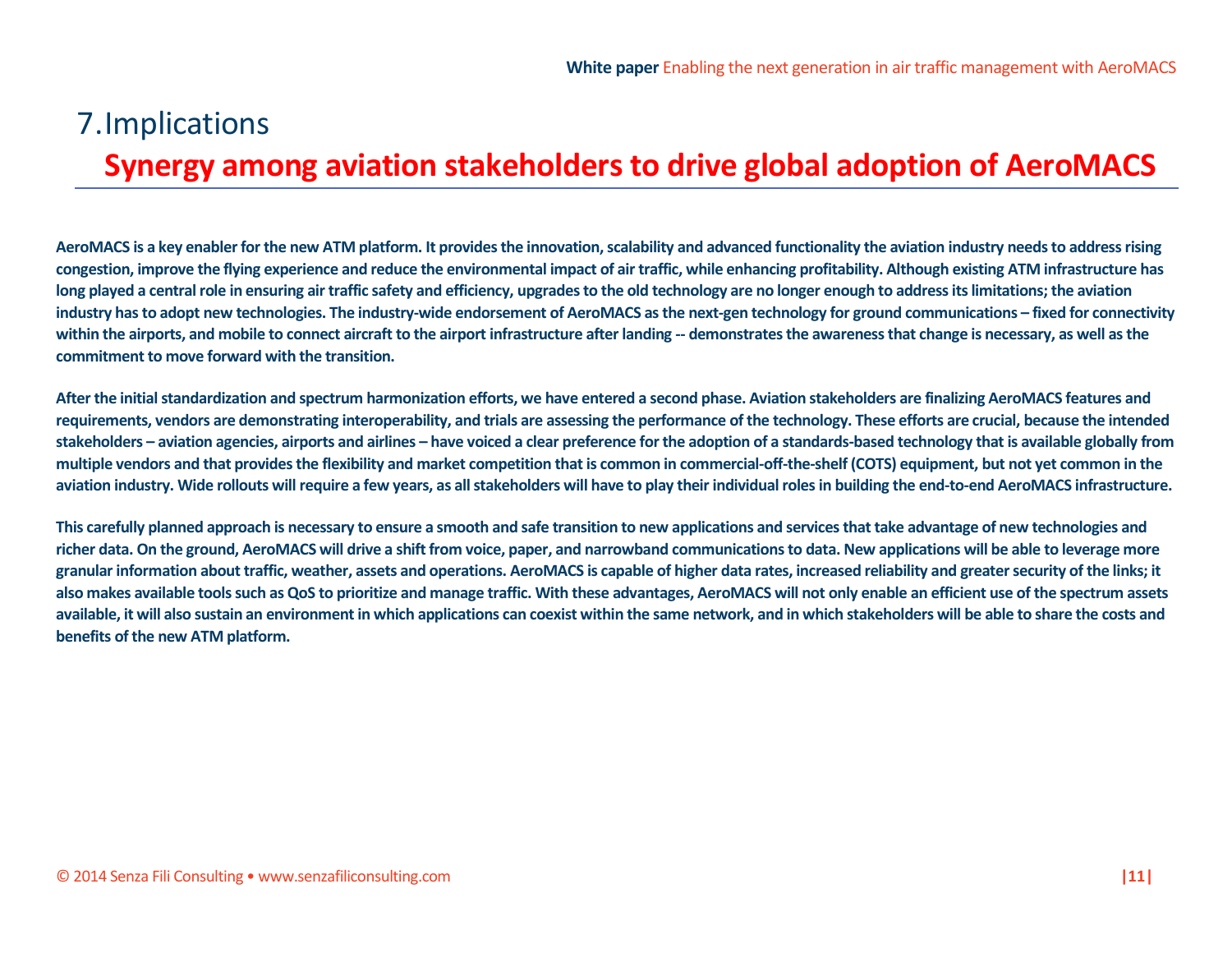# 7. Implications

## Synergy among aviation stakeholders to drive global adoption of AeroMACS

**AeroMACS is a key enabler for the new ATM platform. It provides the innovation, scalability and advanced functionality the aviation industry needs to address rising congestion, improve the flying experience and reduce the environmental impact of air traffic, while enhancing profitability. Although existing ATM infrastructure has long played a central role in ensuring air traffic safety and efficiency, upgrades to the old technology are no longer enough to address its limitations; the aviation industry has to adopt new technologies. The industry-wide endorsement of AeroMACS as the next-gen technology for ground communications – fixed for connectivity within the airports, and mobile to connect aircraft to the airport infrastructure after landing -- demonstrates the awareness that change is necessary, as well as the commitment to move forward with the transition.**

**After the initial standardization and spectrum harmonization efforts, we have entered a second phase. Aviation stakeholders are finalizing AeroMACS features and requirements, vendors are demonstrating interoperability, and trials are assessing the performance of the technology. These efforts are crucial, because the intended stakeholders – aviation agencies, airports and airlines – have voiced a clear preference for the adoption of a standards-based technology that is available globally from multiple vendors and that provides the flexibility and market competition that is common in commercial-off-the-shelf (COTS) equipment, but not yet common in the aviation industry. Wide rollouts will require a few years, as all stakeholders will have to play their individual roles in building the end-to-end AeroMACS infrastructure.**

**This carefully planned approach is necessary to ensure a smooth and safe transition to new applications and services that take advantage of new technologies and richer data. On the ground, AeroMACS will drive a shift from voice, paper, and narrowband communications to data. New applications will be able to leverage more granular information about traffic, weather, assets and operations. AeroMACS is capable of higher data rates, increased reliability and greater security of the links; it also makes available tools such as QoS to prioritize and manage traffic. With these advantages, AeroMACS will not only enable an efficient use of the spectrum assets available, it will also sustain an environment in which applications can coexist within the same network, and in which stakeholders will be able to share the costs and benefits of the new ATM platform.**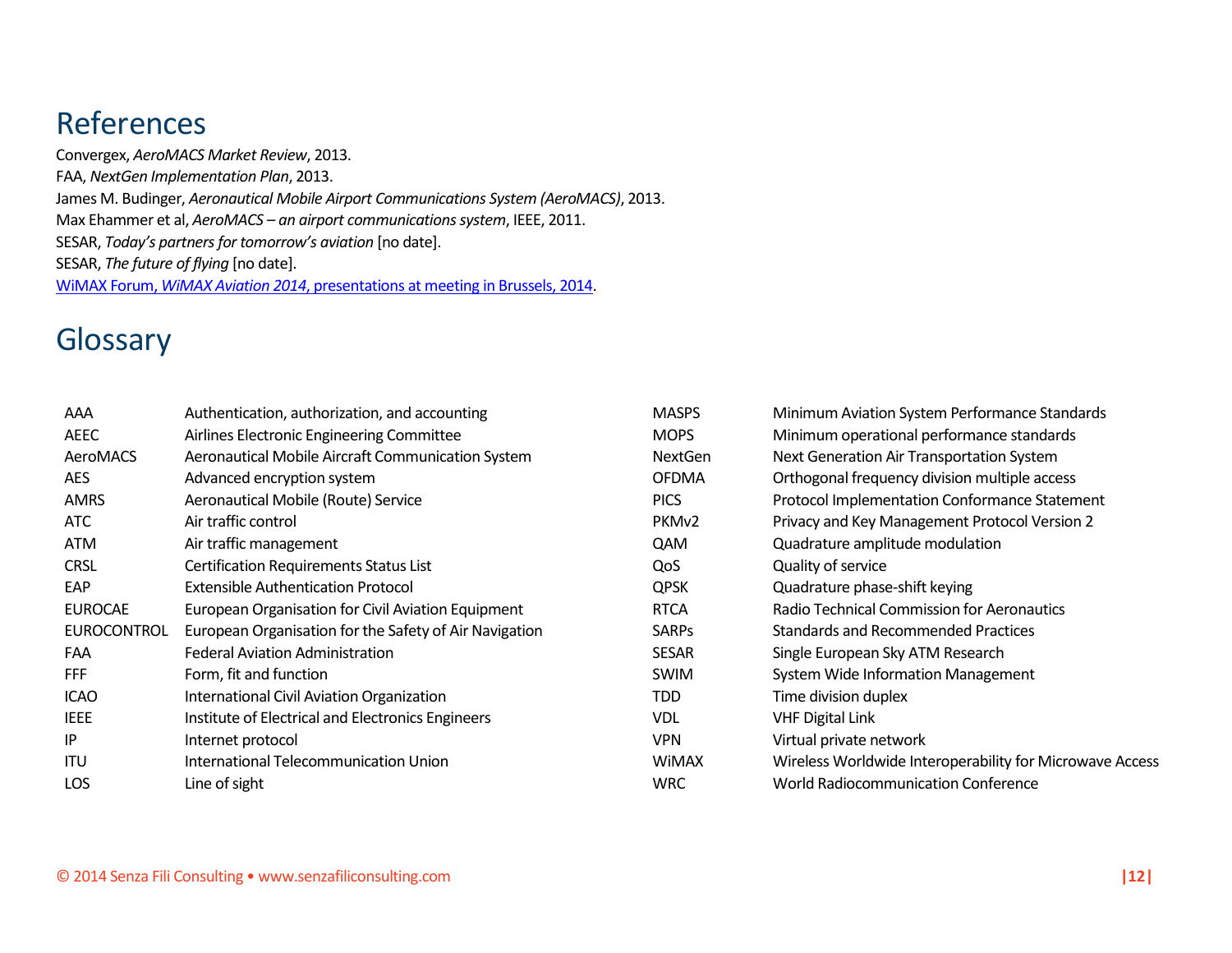## References

Convergex, *AeroMACS Market Review*, 2013.
FAA, *NextGen Implementation Plan*, 2013.
James M. Budinger, *Aeronautical Mobile Airport Communications System (AeroMACS)*, 2013.
Max Ehammer et al, *AeroMACS – an airport communications system*, IEEE, 2011.
SESAR, *Today's partners for tomorrow's aviation* [no date].
SESAR, *The future of flying* [no date].
WiMAX Forum, *WiMAX Aviation 2014*, presentations at meeting in Brussels, 2014.

## Glossary

| | |
|---|---|
| AAA | Authentication, authorization, and accounting |
| AEEC | Airlines Electronic Engineering Committee |
| AeroMACS | Aeronautical Mobile Aircraft Communication System |
| AES | Advanced encryption system |
| AMRS | Aeronautical Mobile (Route) Service |
| ATC | Air traffic control |
| ATM | Air traffic management |
| CRSL | Certification Requirements Status List |
| EAP | Extensible Authentication Protocol |
| EUROCAE | European Organisation for Civil Aviation Equipment |
| EUROCONTROL | European Organisation for the Safety of Air Navigation |
| FAA | Federal Aviation Administration |
| FFF | Form, fit and function |
| ICAO | International Civil Aviation Organization |
| IEEE | Institute of Electrical and Electronics Engineers |
| IP | Internet protocol |
| ITU | International Telecommunication Union |
| LOS | Line of sight |
| MASPS | Minimum Aviation System Performance Standards |
| MOPS | Minimum operational performance standards |
| NextGen | Next Generation Air Transportation System |
| OFDMA | Orthogonal frequency division multiple access |
| PICS | Protocol Implementation Conformance Statement |
| PKMv2 | Privacy and Key Management Protocol Version 2 |
| QAM | Quadrature amplitude modulation |
| QoS | Quality of service |
| QPSK | Quadrature phase-shift keying |
| RTCA | Radio Technical Commission for Aeronautics |
| SARPs | Standards and Recommended Practices |
| SESAR | Single European Sky ATM Research |
| SWIM | System Wide Information Management |
| TDD | Time division duplex |
| VDL | VHF Digital Link |
| VPN | Virtual private network |
| WiMAX | Wireless Worldwide Interoperability for Microwave Access |
| WRC | World Radiocommunication Conference |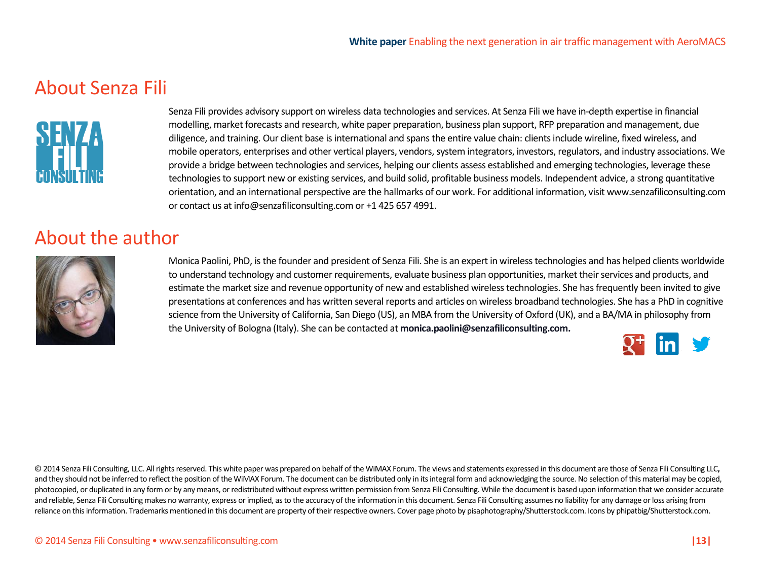## About Senza Fili

Senza Fili provides advisory support on wireless data technologies and services. At Senza Fili we have in-depth expertise in financial modelling, market forecasts and research, white paper preparation, business plan support, RFP preparation and management, due diligence, and training. Our client base is international and spans the entire value chain: clients include wireline, fixed wireless, and mobile operators, enterprises and other vertical players, vendors, system integrators, investors, regulators, and industry associations. We provide a bridge between technologies and services, helping our clients assess established and emerging technologies, leverage these technologies to support new or existing services, and build solid, profitable business models. Independent advice, a strong quantitative orientation, and an international perspective are the hallmarks of our work. For additional information, visit www.senzafiliconsulting.com or contact us at info@senzafiliconsulting.com or +1 425 657 4991.

## About the author

Monica Paolini, PhD, is the founder and president of Senza Fili. She is an expert in wireless technologies and has helped clients worldwide to understand technology and customer requirements, evaluate business plan opportunities, market their services and products, and estimate the market size and revenue opportunity of new and established wireless technologies. She has frequently been invited to give presentations at conferences and has written several reports and articles on wireless broadband technologies. She has a PhD in cognitive science from the University of California, San Diego (US), an MBA from the University of Oxford (UK), and a BA/MA in philosophy from the University of Bologna (Italy). She can be contacted at **monica.paolini@senzafiliconsulting.com.**

© 2014 Senza Fili Consulting, LLC. All rights reserved. This white paper was prepared on behalf of the WiMAX Forum. The views and statements expressed in this document are those of Senza Fili Consulting LLC**,** and they should not be inferred to reflect the position of the WiMAX Forum. The document can be distributed only in its integral form and acknowledging the source. No selection of this material may be copied, photocopied, or duplicated in any form or by any means, or redistributed without express written permission from Senza Fili Consulting. While the document is based upon information that we consider accurate and reliable, Senza Fili Consulting makes no warranty, express or implied, as to the accuracy of the information in this document. Senza Fili Consulting assumes no liability for any damage or loss arising from reliance on this information. Trademarks mentioned in this document are property of their respective owners. Cover page photo by pisaphotography/Shutterstock.com. Icons by phipatbig/Shutterstock.com.